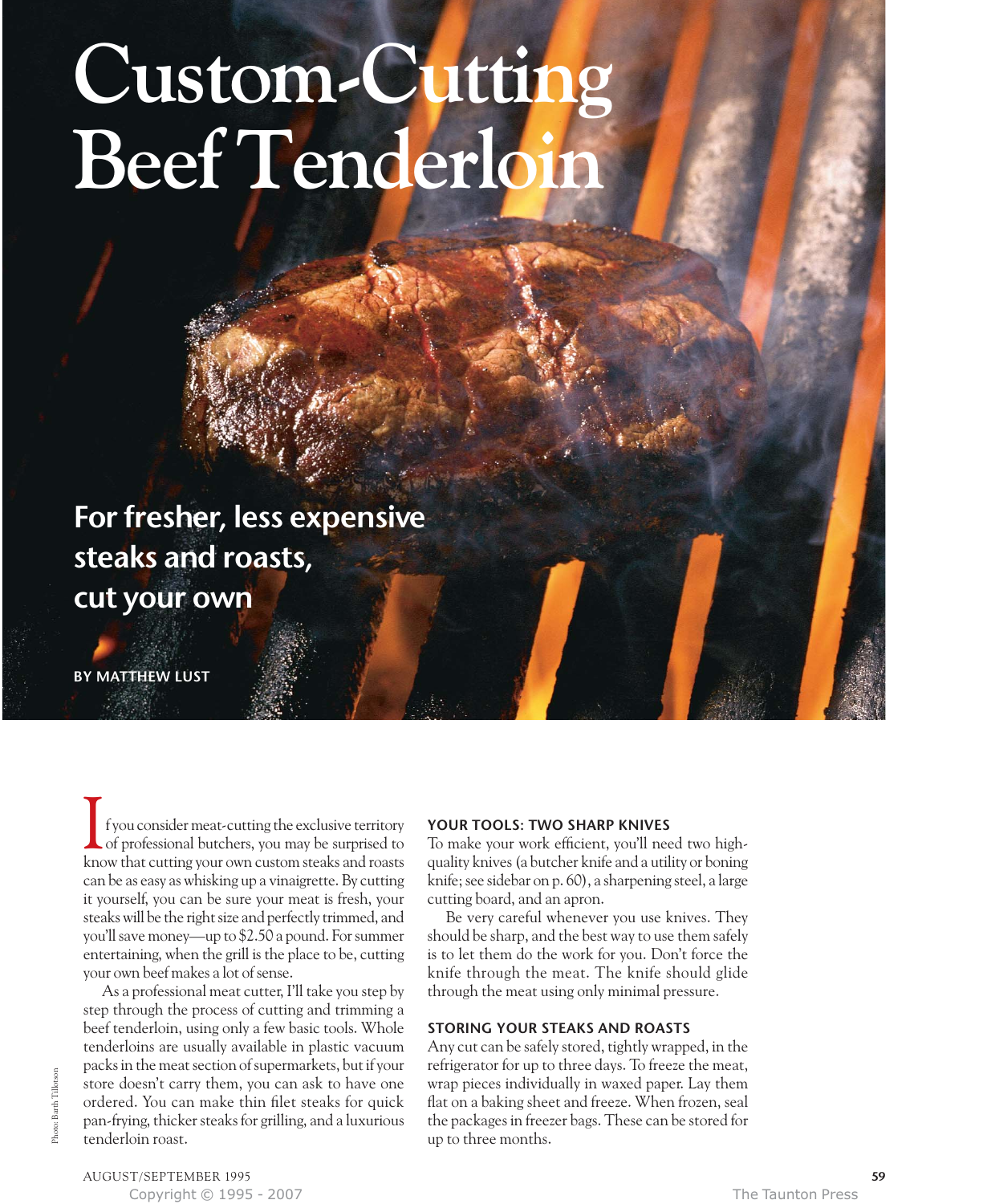# Custom-Cutting Beef Tenderloin

**For fresher, less expensive steaks and roasts, cut your own**

BY MATTHEW LUST

If you consider meat-cutting the exclusive territory of professional butchers, you may be surprised to know that cutting your own custom steaks and roasts can be as easy as whisking up a vinaigrette. By cutting it yourself, you can be sure your meat is fresh, your steaks will be the right size and perfectly trimmed, and you'll save money—up to $2.50 a pound. For summer entertaining, when the grill is the place to be, cutting your own beef makes a lot of sense.

As a professional meat cutter, I'll take you step by step through the process of cutting and trimming a beef tenderloin, using only a few basic tools. Whole tenderloins are usually available in plastic vacuum packs in the meat section of supermarkets, but if your store doesn't carry them, you can ask to have one ordered. You can make thin filet steaks for quick pan-frying, thicker steaks for grilling, and a luxurious tenderloin roast.

### YOUR TOOLS: TWO SHARP KNIVES

To make your work efficient, you'll need two high-quality knives (a butcher knife and a utility or boning knife; see sidebar on p. 60), a sharpening steel, a large cutting board, and an apron.

Be very careful whenever you use knives. They should be sharp, and the best way to use them safely is to let them do the work for you. Don't force the knife through the meat. The knife should glide through the meat using only minimal pressure.

### STORING YOUR STEAKS AND ROASTS

Any cut can be safely stored, tightly wrapped, in the refrigerator for up to three days. To freeze the meat, wrap pieces individually in waxed paper. Lay them flat on a baking sheet and freeze. When frozen, seal the packages in freezer bags. These can be stored for up to three months.

Photo: Barth Tillotson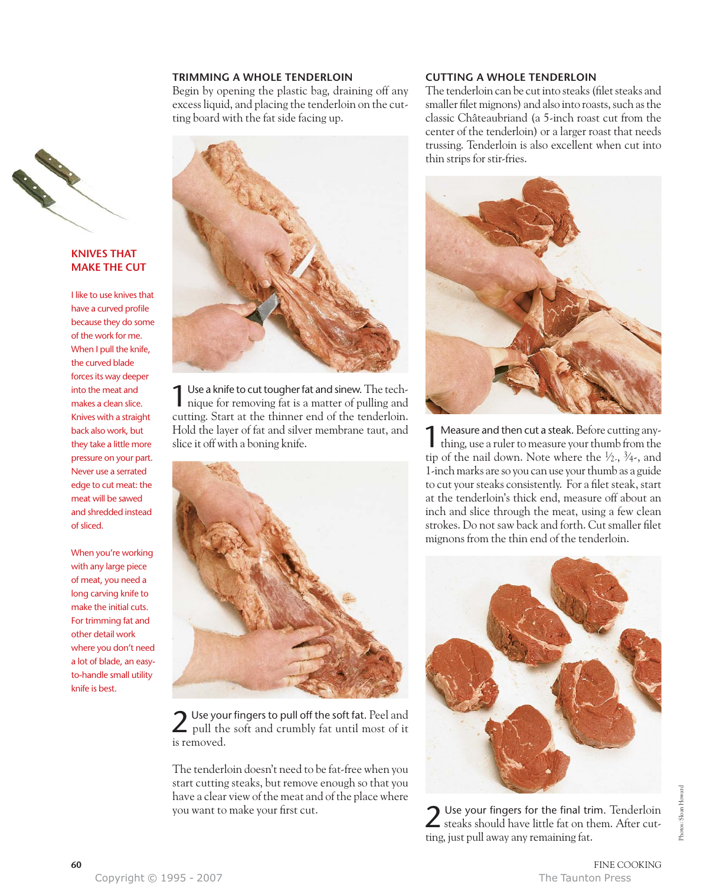## KNIVES THAT MAKE THE CUT

I like to use knives that have a curved profile because they do some of the work for me. When I pull the knife, the curved blade forces its way deeper into the meat and makes a clean slice. Knives with a straight back also work, but they take a little more pressure on your part. Never use a serrated edge to cut meat: the meat will be sawed and shredded instead of sliced.

When you're working with any large piece of meat, you need a long carving knife to make the initial cuts. For trimming fat and other detail work where you don't need a lot of blade, an easy-to-handle small utility knife is best.

## TRIMMING A WHOLE TENDERLOIN

Begin by opening the plastic bag, draining off any excess liquid, and placing the tenderloin on the cutting board with the fat side facing up.

**1** Use a knife to cut tougher fat and sinew. The technique for removing fat is a matter of pulling and cutting. Start at the thinner end of the tenderloin. Hold the layer of fat and silver membrane taut, and slice it off with a boning knife.

**2** Use your fingers to pull off the soft fat. Peel and pull the soft and crumbly fat until most of it is removed.

The tenderloin doesn't need to be fat-free when you start cutting steaks, but remove enough so that you have a clear view of the meat and of the place where you want to make your first cut.

## CUTTING A WHOLE TENDERLOIN

The tenderloin can be cut into steaks (filet steaks and smaller filet mignons) and also into roasts, such as the classic Châteaubriand (a 5-inch roast cut from the center of the tenderloin) or a larger roast that needs trussing. Tenderloin is also excellent when cut into thin strips for stir-fries.

**1** Measure and then cut a steak. Before cutting anything, use a ruler to measure your thumb from the tip of the nail down. Note where the ½-, ¾-, and 1-inch marks are so you can use your thumb as a guide to cut your steaks consistently. For a filet steak, start at the tenderloin's thick end, measure off about an inch and slice through the meat, using a few clean strokes. Do not saw back and forth. Cut smaller filet mignons from the thin end of the tenderloin.

**2** Use your fingers for the final trim. Tenderloin steaks should have little fat on them. After cutting, just pull away any remaining fat.

Photos: Sloan Howard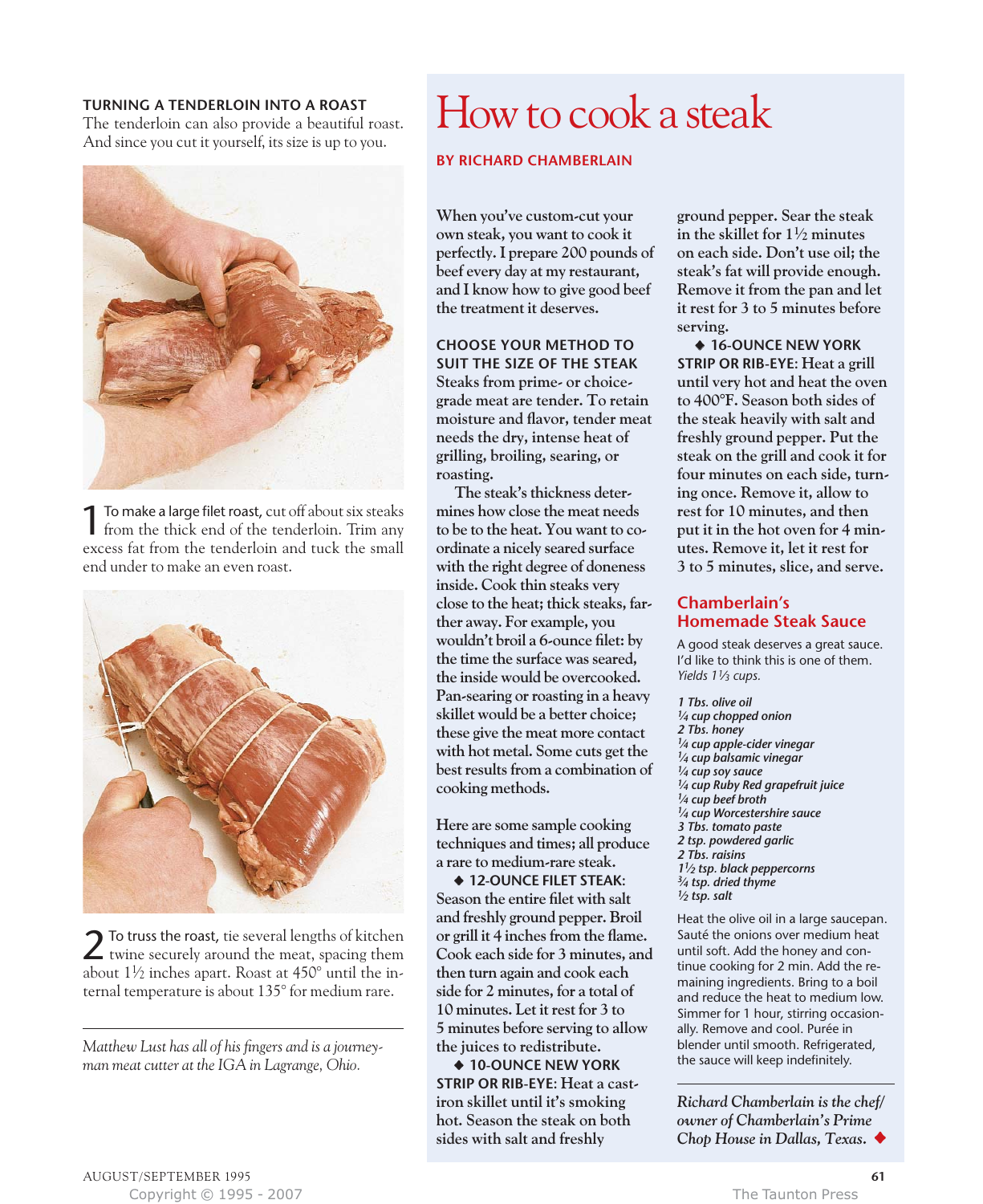### TURNING A TENDERLOIN INTO A ROAST

The tenderloin can also provide a beautiful roast. And since you cut it yourself, its size is up to you.

1 To make a large filet roast, cut off about six steaks from the thick end of the tenderloin. Trim any excess fat from the tenderloin and tuck the small end under to make an even roast.

2 To truss the roast, tie several lengths of kitchen twine securely around the meat, spacing them about 1½ inches apart. Roast at 450° until the internal temperature is about 135° for medium rare.

*Matthew Lust has all of his fingers and is a journeyman meat cutter at the IGA in Lagrange, Ohio.*

# How to cook a steak

**BY RICHARD CHAMBERLAIN**

**When you've custom-cut your own steak, you want to cook it perfectly. I prepare 200 pounds of beef every day at my restaurant, and I know how to give good beef the treatment it deserves.**

### CHOOSE YOUR METHOD TO SUIT THE SIZE OF THE STEAK

Steaks from prime- or choice-grade meat are tender. To retain moisture and flavor, tender meat needs the dry, intense heat of grilling, broiling, searing, or roasting.

The steak's thickness determines how close the meat needs to be to the heat. You want to coordinate a nicely seared surface with the right degree of doneness inside. Cook thin steaks very close to the heat; thick steaks, farther away. For example, you wouldn't broil a 6-ounce filet: by the time the surface was seared, the inside would be overcooked. Pan-searing or roasting in a heavy skillet would be a better choice; these give the meat more contact with hot metal. Some cuts get the best results from a combination of cooking methods.

Here are some sample cooking techniques and times; all produce a rare to medium-rare steak.

◆ **12-OUNCE FILET STEAK:** Season the entire filet with salt and freshly ground pepper. Broil or grill it 4 inches from the flame. Cook each side for 3 minutes, and then turn again and cook each side for 2 minutes, for a total of 10 minutes. Let it rest for 3 to 5 minutes before serving to allow the juices to redistribute.

◆ **10-OUNCE NEW YORK STRIP OR RIB-EYE:** Heat a cast-iron skillet until it's smoking hot. Season the steak on both sides with salt and freshly ground pepper. Sear the steak in the skillet for 1½ minutes on each side. Don't use oil; the steak's fat will provide enough. Remove it from the pan and let it rest for 3 to 5 minutes before serving.

◆ **16-OUNCE NEW YORK STRIP OR RIB-EYE:** Heat a grill until very hot and heat the oven to 400°F. Season both sides of the steak heavily with salt and freshly ground pepper. Put the steak on the grill and cook it for four minutes on each side, turning once. Remove it, allow to rest for 10 minutes, and then put it in the hot oven for 4 minutes. Remove it, let it rest for 3 to 5 minutes, slice, and serve.

## Chamberlain's Homemade Steak Sauce

A good steak deserves a great sauce. I'd like to think this is one of them. *Yields 1⅓ cups.*

*1 Tbs. olive oil*
*¼ cup chopped onion*
*2 Tbs. honey*
*¼ cup apple-cider vinegar*
*¼ cup balsamic vinegar*
*¼ cup soy sauce*
*¼ cup Ruby Red grapefruit juice*
*¼ cup beef broth*
*¼ cup Worcestershire sauce*
*3 Tbs. tomato paste*
*2 tsp. powdered garlic*
*2 Tbs. raisins*
*1½ tsp. black peppercorns*
*¾ tsp. dried thyme*
*½ tsp. salt*

Heat the olive oil in a large saucepan. Sauté the onions over medium heat until soft. Add the honey and continue cooking for 2 min. Add the remaining ingredients. Bring to a boil and reduce the heat to medium low. Simmer for 1 hour, stirring occasionally. Remove and cool. Purée in blender until smooth. Refrigerated, the sauce will keep indefinitely.

*Richard Chamberlain is the chef/owner of Chamberlain's Prime Chop House in Dallas, Texas.* ◆